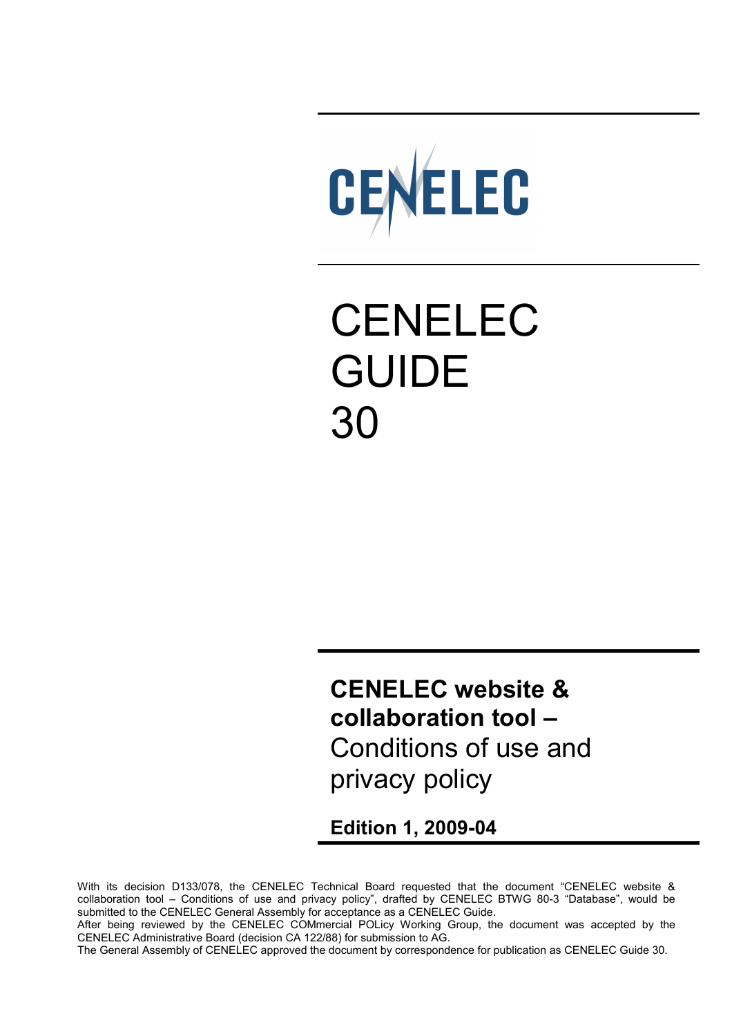CENELEC

# CENELEC GUIDE 30

## **CENELEC website & collaboration tool –** Conditions of use and privacy policy

**Edition 1, 2009-04**

With its decision D133/078, the CENELEC Technical Board requested that the document "CENELEC website & collaboration tool – Conditions of use and privacy policy", drafted by CENELEC BTWG 80-3 "Database", would be submitted to the CENELEC General Assembly for acceptance as a CENELEC Guide.
After being reviewed by the CENELEC COMmercial POLicy Working Group, the document was accepted by the CENELEC Administrative Board (decision CA 122/88) for submission to AG.
The General Assembly of CENELEC approved the document by correspondence for publication as CENELEC Guide 30.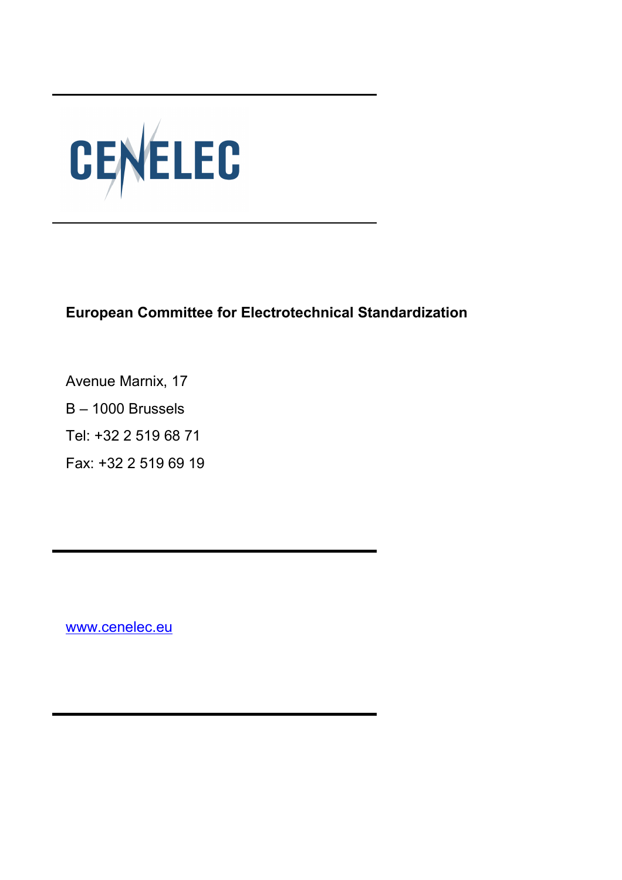CENELEC

**European Committee for Electrotechnical Standardization**

Avenue Marnix, 17

B – 1000 Brussels

Tel: +32 2 519 68 71

Fax: +32 2 519 69 19

www.cenelec.eu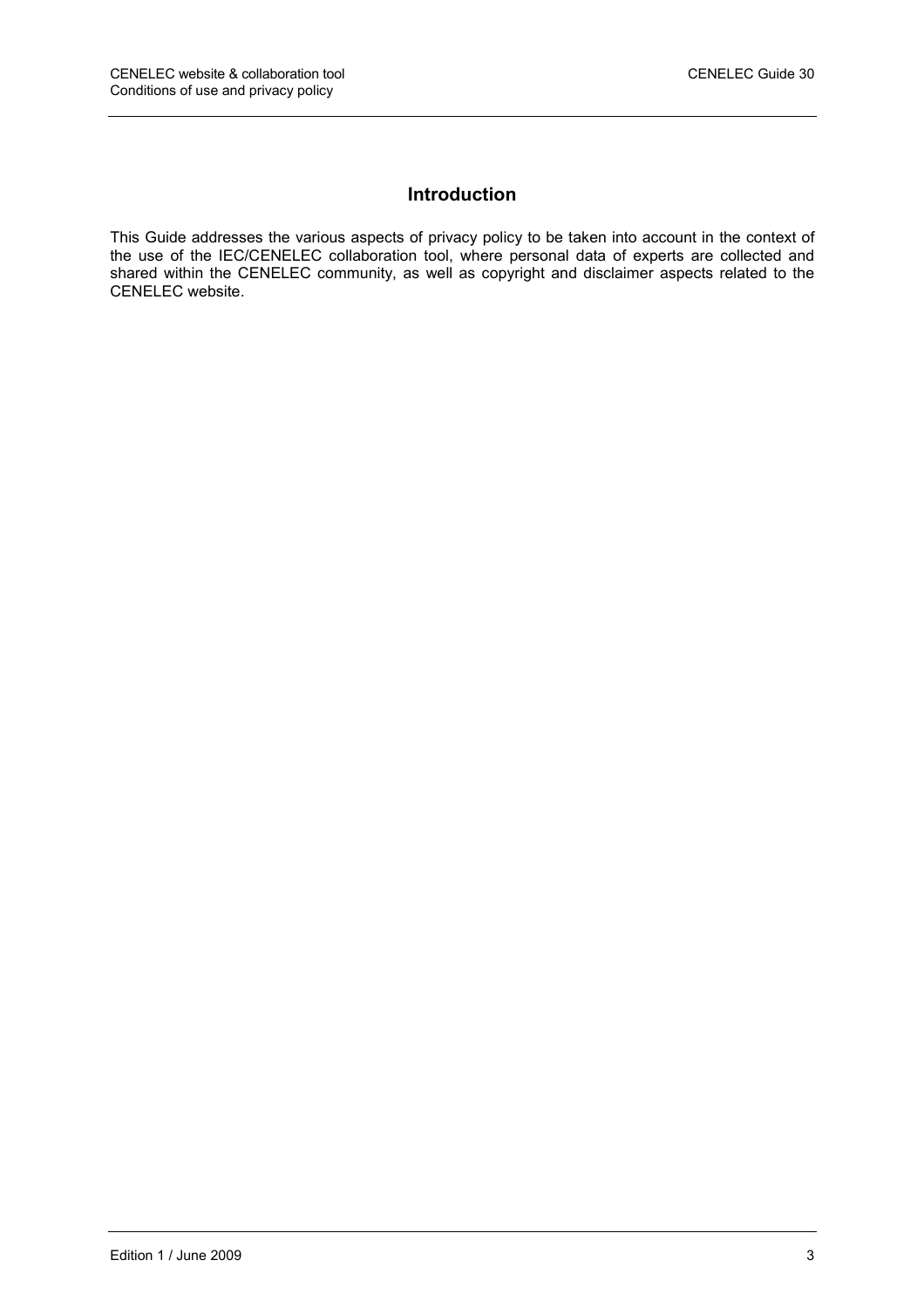# Introduction

This Guide addresses the various aspects of privacy policy to be taken into account in the context of the use of the IEC/CENELEC collaboration tool, where personal data of experts are collected and shared within the CENELEC community, as well as copyright and disclaimer aspects related to the CENELEC website.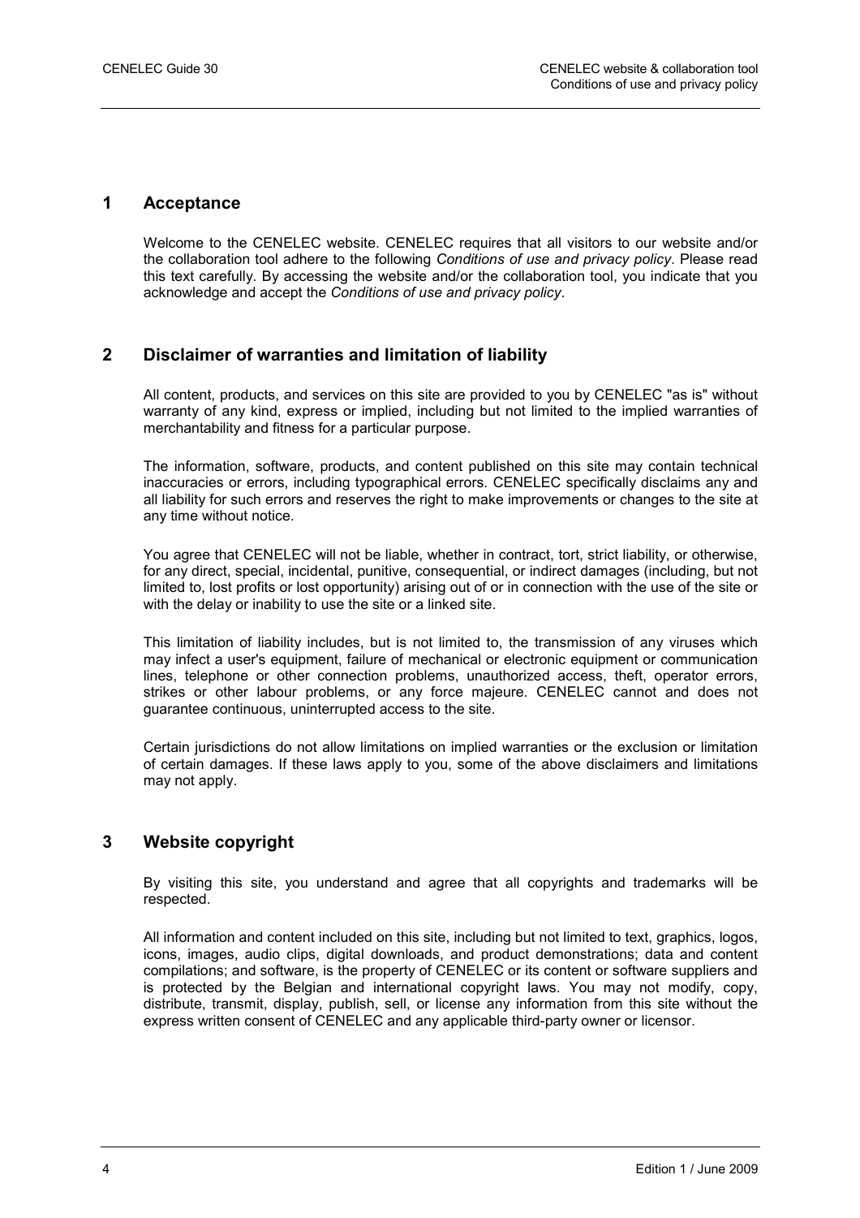## 1 Acceptance

Welcome to the CENELEC website. CENELEC requires that all visitors to our website and/or the collaboration tool adhere to the following *Conditions of use and privacy policy*. Please read this text carefully. By accessing the website and/or the collaboration tool, you indicate that you acknowledge and accept the *Conditions of use and privacy policy*.

## 2 Disclaimer of warranties and limitation of liability

All content, products, and services on this site are provided to you by CENELEC "as is" without warranty of any kind, express or implied, including but not limited to the implied warranties of merchantability and fitness for a particular purpose.

The information, software, products, and content published on this site may contain technical inaccuracies or errors, including typographical errors. CENELEC specifically disclaims any and all liability for such errors and reserves the right to make improvements or changes to the site at any time without notice.

You agree that CENELEC will not be liable, whether in contract, tort, strict liability, or otherwise, for any direct, special, incidental, punitive, consequential, or indirect damages (including, but not limited to, lost profits or lost opportunity) arising out of or in connection with the use of the site or with the delay or inability to use the site or a linked site.

This limitation of liability includes, but is not limited to, the transmission of any viruses which may infect a user's equipment, failure of mechanical or electronic equipment or communication lines, telephone or other connection problems, unauthorized access, theft, operator errors, strikes or other labour problems, or any force majeure. CENELEC cannot and does not guarantee continuous, uninterrupted access to the site.

Certain jurisdictions do not allow limitations on implied warranties or the exclusion or limitation of certain damages. If these laws apply to you, some of the above disclaimers and limitations may not apply.

## 3 Website copyright

By visiting this site, you understand and agree that all copyrights and trademarks will be respected.

All information and content included on this site, including but not limited to text, graphics, logos, icons, images, audio clips, digital downloads, and product demonstrations; data and content compilations; and software, is the property of CENELEC or its content or software suppliers and is protected by the Belgian and international copyright laws. You may not modify, copy, distribute, transmit, display, publish, sell, or license any information from this site without the express written consent of CENELEC and any applicable third-party owner or licensor.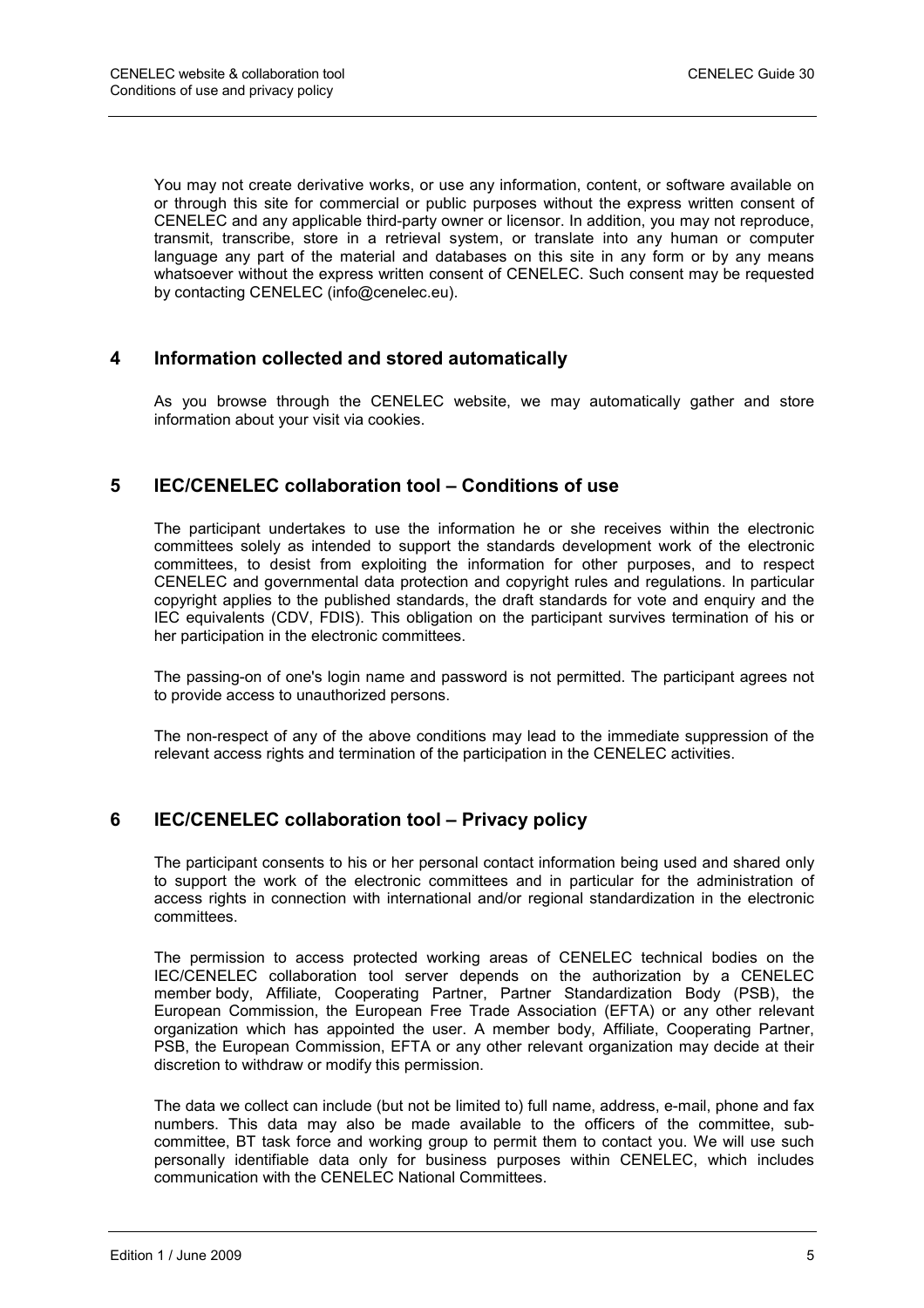You may not create derivative works, or use any information, content, or software available on or through this site for commercial or public purposes without the express written consent of CENELEC and any applicable third-party owner or licensor. In addition, you may not reproduce, transmit, transcribe, store in a retrieval system, or translate into any human or computer language any part of the material and databases on this site in any form or by any means whatsoever without the express written consent of CENELEC. Such consent may be requested by contacting CENELEC (info@cenelec.eu).

## 4 Information collected and stored automatically

As you browse through the CENELEC website, we may automatically gather and store information about your visit via cookies.

## 5 IEC/CENELEC collaboration tool – Conditions of use

The participant undertakes to use the information he or she receives within the electronic committees solely as intended to support the standards development work of the electronic committees, to desist from exploiting the information for other purposes, and to respect CENELEC and governmental data protection and copyright rules and regulations. In particular copyright applies to the published standards, the draft standards for vote and enquiry and the IEC equivalents (CDV, FDIS). This obligation on the participant survives termination of his or her participation in the electronic committees.

The passing-on of one's login name and password is not permitted. The participant agrees not to provide access to unauthorized persons.

The non-respect of any of the above conditions may lead to the immediate suppression of the relevant access rights and termination of the participation in the CENELEC activities.

## 6 IEC/CENELEC collaboration tool – Privacy policy

The participant consents to his or her personal contact information being used and shared only to support the work of the electronic committees and in particular for the administration of access rights in connection with international and/or regional standardization in the electronic committees.

The permission to access protected working areas of CENELEC technical bodies on the IEC/CENELEC collaboration tool server depends on the authorization by a CENELEC member body, Affiliate, Cooperating Partner, Partner Standardization Body (PSB), the European Commission, the European Free Trade Association (EFTA) or any other relevant organization which has appointed the user. A member body, Affiliate, Cooperating Partner, PSB, the European Commission, EFTA or any other relevant organization may decide at their discretion to withdraw or modify this permission.

The data we collect can include (but not be limited to) full name, address, e-mail, phone and fax numbers. This data may also be made available to the officers of the committee, sub-committee, BT task force and working group to permit them to contact you. We will use such personally identifiable data only for business purposes within CENELEC, which includes communication with the CENELEC National Committees.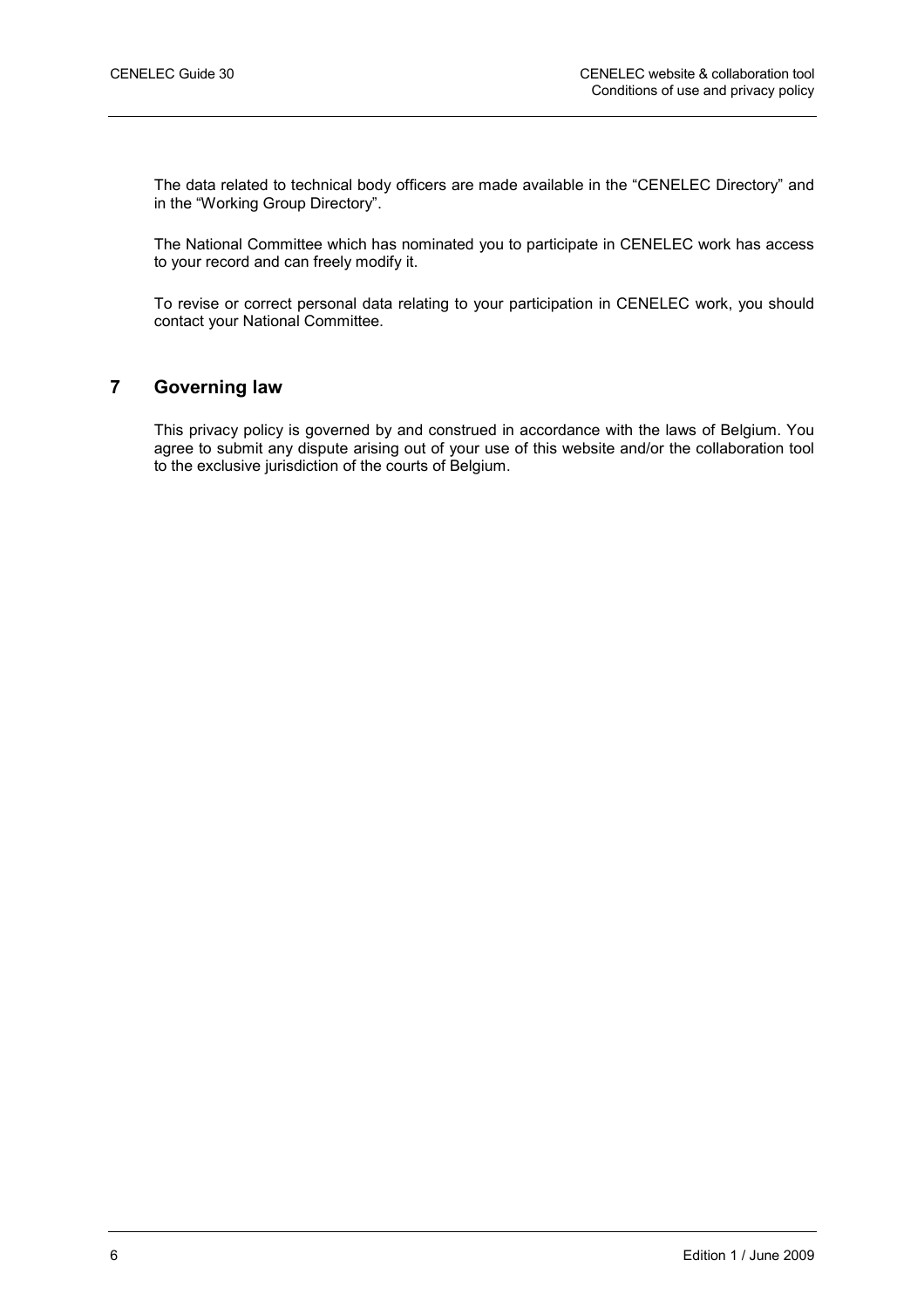The data related to technical body officers are made available in the “CENELEC Directory” and in the “Working Group Directory”.

The National Committee which has nominated you to participate in CENELEC work has access to your record and can freely modify it.

To revise or correct personal data relating to your participation in CENELEC work, you should contact your National Committee.

## 7 Governing law

This privacy policy is governed by and construed in accordance with the laws of Belgium. You agree to submit any dispute arising out of your use of this website and/or the collaboration tool to the exclusive jurisdiction of the courts of Belgium.